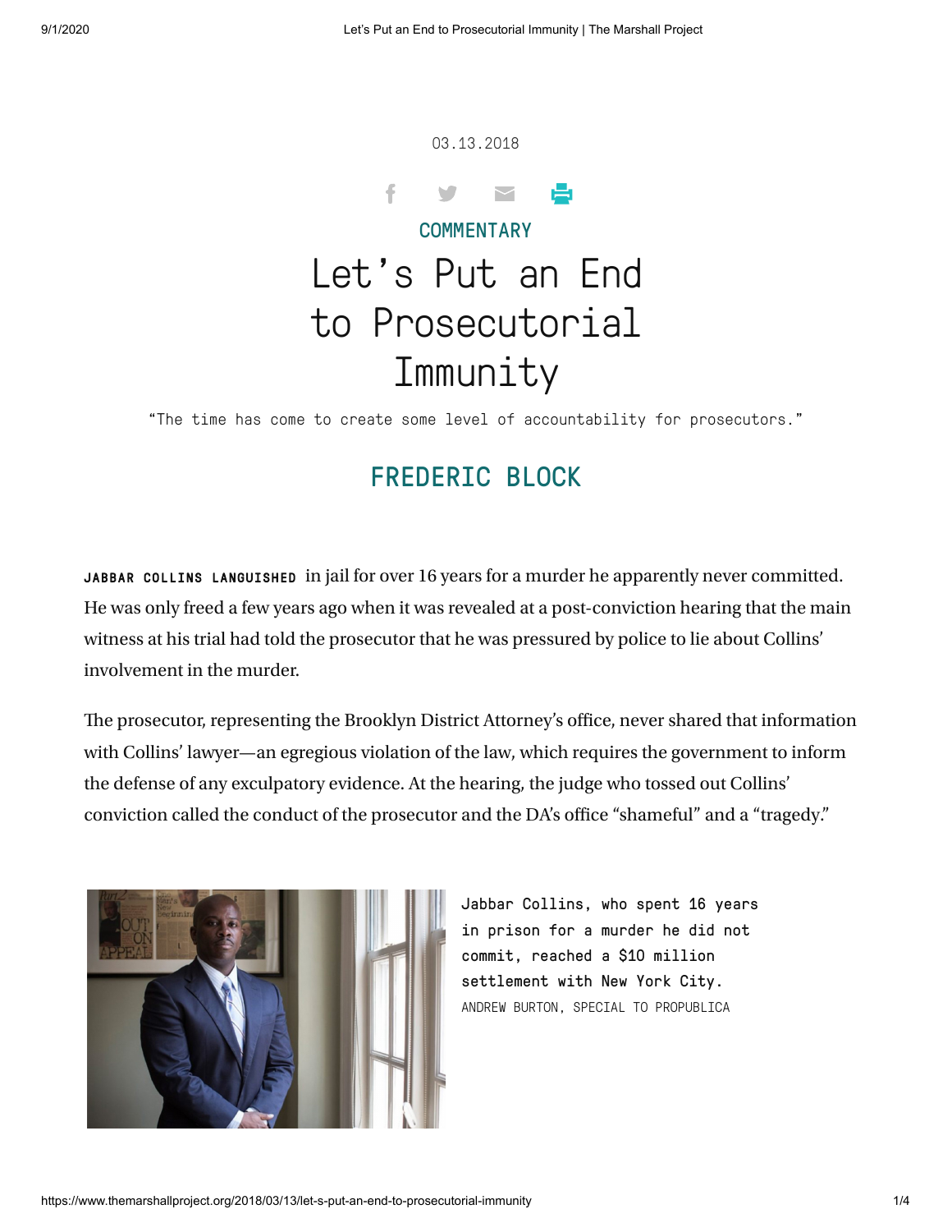03.13.2018

COMMENTARY

# Let's Put an End to Prosecutorial Immunity

"The time has come to create some level of accountability for prosecutors."

## FREDERIC BLOCK

**JABBAR COLLINS LANGUISHED** in jail for over 16 years for a murder he apparently never committed. He was only freed a few years ago when it was revealed at a post-conviction hearing that the main witness at his trial had told the prosecutor that he was pressured by police to lie about Collins' involvement in the murder.

The prosecutor, representing the Brooklyn District Attorney's office, never shared that information with Collins' lawyer—an egregious violation of the law, which requires the government to inform the defense of any exculpatory evidence. At the hearing, the judge who tossed out Collins' conviction called the conduct of the prosecutor and the DA's office "shameful" and a "tragedy."

Jabbar Collins, who spent 16 years in prison for a murder he did not commit, reached a $10 million settlement with New York City.
ANDREW BURTON, SPECIAL TO PROPUBLICA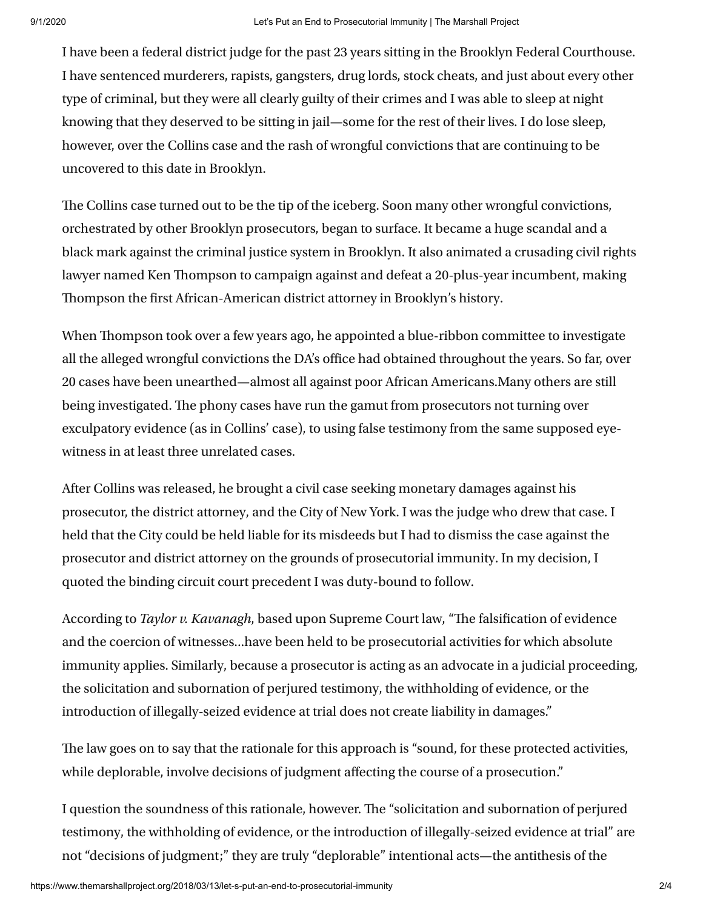I have been a federal district judge for the past 23 years sitting in the Brooklyn Federal Courthouse. I have sentenced murderers, rapists, gangsters, drug lords, stock cheats, and just about every other type of criminal, but they were all clearly guilty of their crimes and I was able to sleep at night knowing that they deserved to be sitting in jail—some for the rest of their lives. I do lose sleep, however, over the Collins case and the rash of wrongful convictions that are continuing to be uncovered to this date in Brooklyn.

The Collins case turned out to be the tip of the iceberg. Soon many other wrongful convictions, orchestrated by other Brooklyn prosecutors, began to surface. It became a huge scandal and a black mark against the criminal justice system in Brooklyn. It also animated a crusading civil rights lawyer named Ken Thompson to campaign against and defeat a 20-plus-year incumbent, making Thompson the first African-American district attorney in Brooklyn's history.

When Thompson took over a few years ago, he appointed a blue-ribbon committee to investigate all the alleged wrongful convictions the DA's office had obtained throughout the years. So far, over 20 cases have been unearthed—almost all against poor African Americans.Many others are still being investigated. The phony cases have run the gamut from prosecutors not turning over exculpatory evidence (as in Collins' case), to using false testimony from the same supposed eye-witness in at least three unrelated cases.

After Collins was released, he brought a civil case seeking monetary damages against his prosecutor, the district attorney, and the City of New York. I was the judge who drew that case. I held that the City could be held liable for its misdeeds but I had to dismiss the case against the prosecutor and district attorney on the grounds of prosecutorial immunity. In my decision, I quoted the binding circuit court precedent I was duty-bound to follow.

According to *Taylor v. Kavanagh*, based upon Supreme Court law, "The falsification of evidence and the coercion of witnesses…have been held to be prosecutorial activities for which absolute immunity applies. Similarly, because a prosecutor is acting as an advocate in a judicial proceeding, the solicitation and subornation of perjured testimony, the withholding of evidence, or the introduction of illegally-seized evidence at trial does not create liability in damages."

The law goes on to say that the rationale for this approach is "sound, for these protected activities, while deplorable, involve decisions of judgment affecting the course of a prosecution."

I question the soundness of this rationale, however. The "solicitation and subornation of perjured testimony, the withholding of evidence, or the introduction of illegally-seized evidence at trial" are not "decisions of judgment;" they are truly "deplorable" intentional acts—the antithesis of the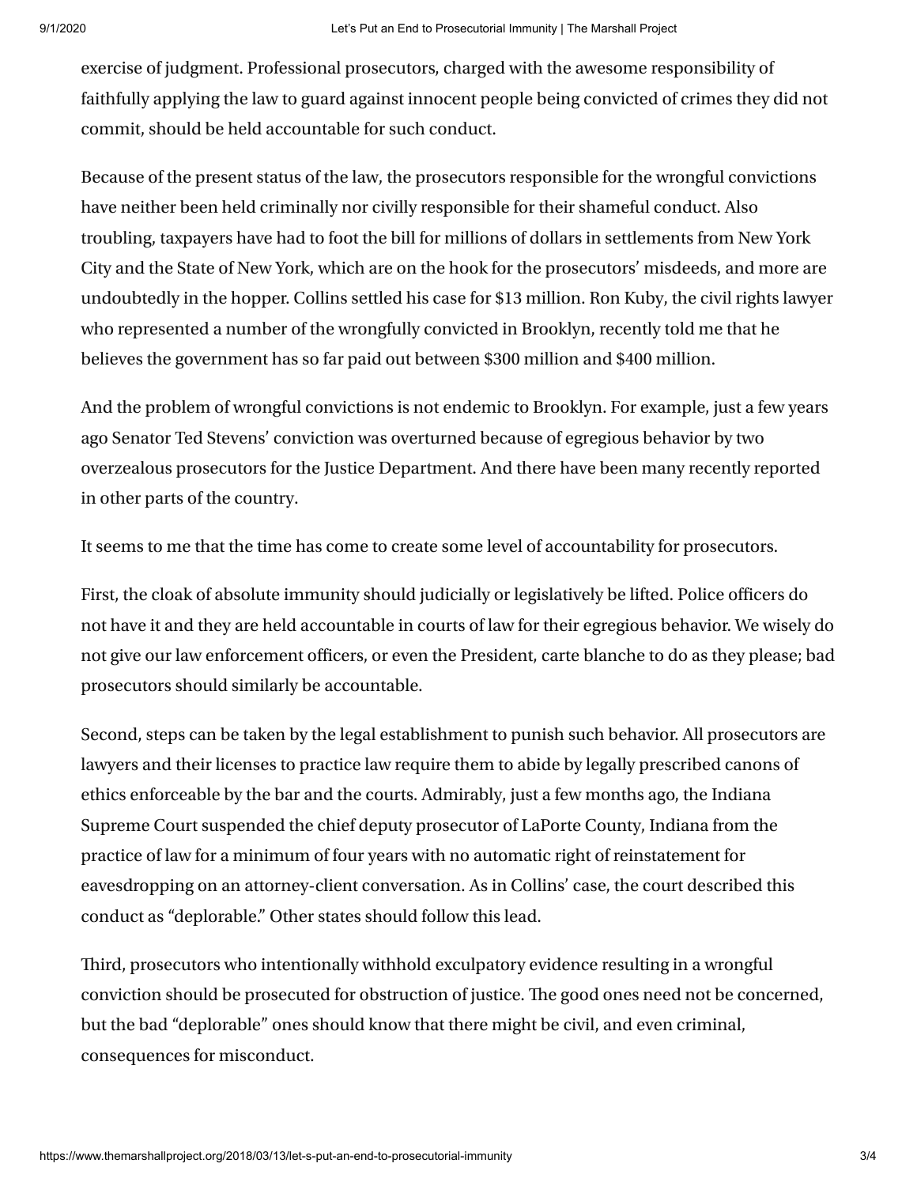exercise of judgment. Professional prosecutors, charged with the awesome responsibility of faithfully applying the law to guard against innocent people being convicted of crimes they did not commit, should be held accountable for such conduct.

Because of the present status of the law, the prosecutors responsible for the wrongful convictions have neither been held criminally nor civilly responsible for their shameful conduct. Also troubling, taxpayers have had to foot the bill for millions of dollars in settlements from New York City and the State of New York, which are on the hook for the prosecutors' misdeeds, and more are undoubtedly in the hopper. Collins settled his case for $13 million. Ron Kuby, the civil rights lawyer who represented a number of the wrongfully convicted in Brooklyn, recently told me that he believes the government has so far paid out between $300 million and $400 million.

And the problem of wrongful convictions is not endemic to Brooklyn. For example, just a few years ago Senator Ted Stevens' conviction was overturned because of egregious behavior by two overzealous prosecutors for the Justice Department. And there have been many recently reported in other parts of the country.

It seems to me that the time has come to create some level of accountability for prosecutors.

First, the cloak of absolute immunity should judicially or legislatively be lifted. Police officers do not have it and they are held accountable in courts of law for their egregious behavior. We wisely do not give our law enforcement officers, or even the President, carte blanche to do as they please; bad prosecutors should similarly be accountable.

Second, steps can be taken by the legal establishment to punish such behavior. All prosecutors are lawyers and their licenses to practice law require them to abide by legally prescribed canons of ethics enforceable by the bar and the courts. Admirably, just a few months ago, the Indiana Supreme Court suspended the chief deputy prosecutor of LaPorte County, Indiana from the practice of law for a minimum of four years with no automatic right of reinstatement for eavesdropping on an attorney-client conversation. As in Collins' case, the court described this conduct as "deplorable." Other states should follow this lead.

Third, prosecutors who intentionally withhold exculpatory evidence resulting in a wrongful conviction should be prosecuted for obstruction of justice. The good ones need not be concerned, but the bad "deplorable" ones should know that there might be civil, and even criminal, consequences for misconduct.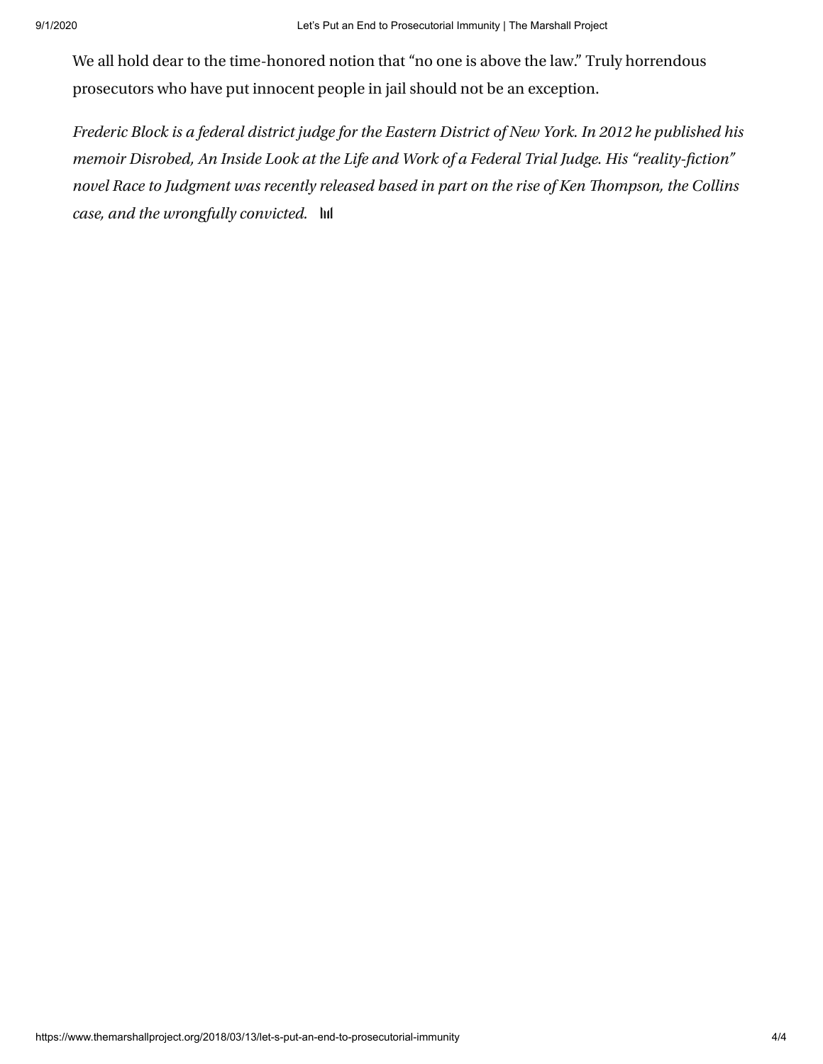We all hold dear to the time-honored notion that "no one is above the law." Truly horrendous prosecutors who have put innocent people in jail should not be an exception.

*Frederic Block is a federal district judge for the Eastern District of New York. In 2012 he published his memoir Disrobed, An Inside Look at the Life and Work of a Federal Trial Judge. His "reality-fiction" novel Race to Judgment was recently released based in part on the rise of Ken Thompson, the Collins case, and the wrongfully convicted.*